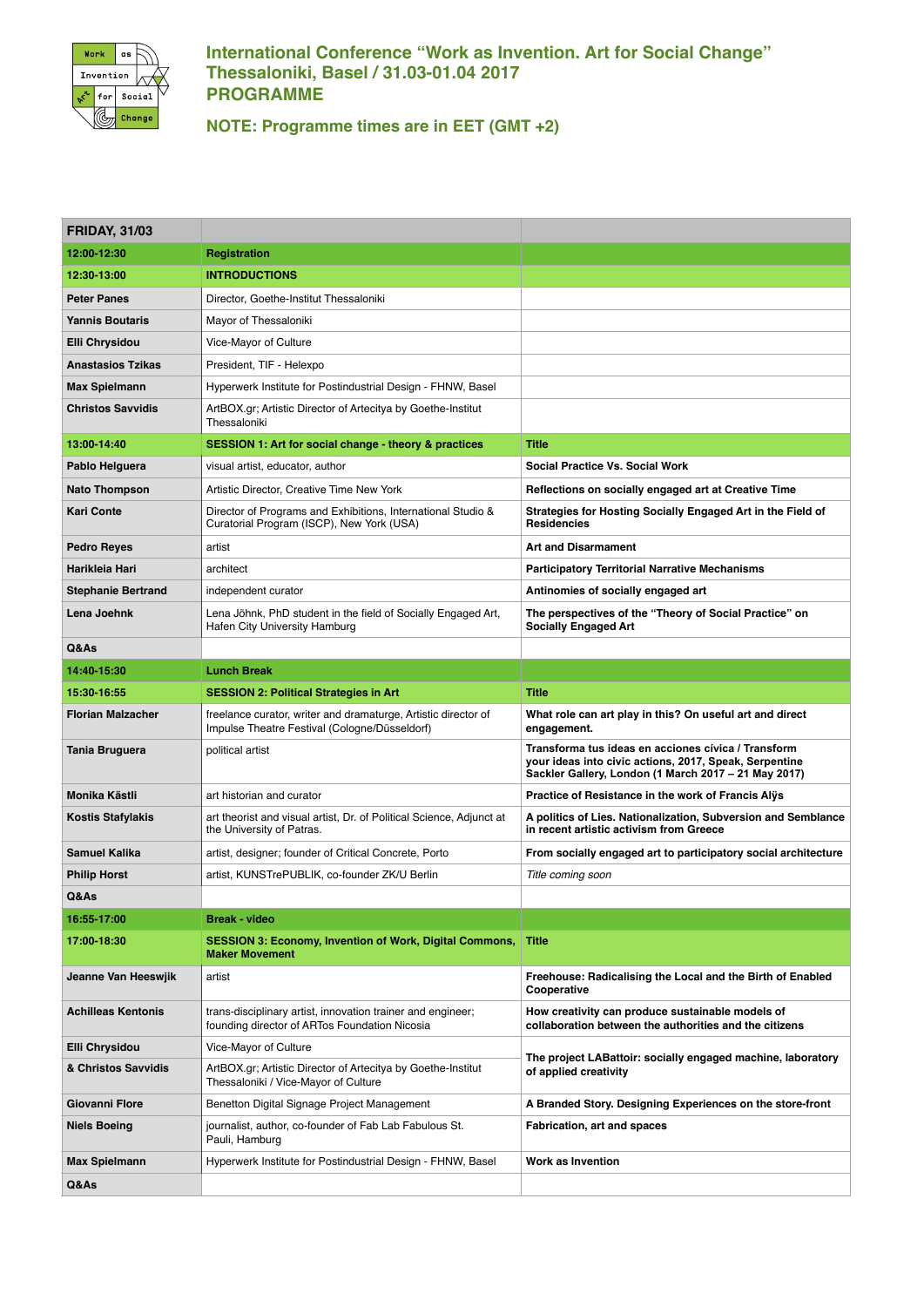# International Conference "Work as Invention. Art for Social Change"
## Thessaloniki, Basel / 31.03-01.04 2017
## PROGRAMME

**NOTE: Programme times are in EET (GMT +2)**

| FRIDAY, 31/03 | | |
|---|---|---|
| **12:00-12:30** | **Registration** | |
| **12:30-13:00** | **INTRODUCTIONS** | |
| **Peter Panes** | Director, Goethe-Institut Thessaloniki | |
| **Yannis Boutaris** | Mayor of Thessaloniki | |
| **Elli Chrysidou** | Vice-Mayor of Culture | |
| **Anastasios Tzikas** | President, TIF - Helexpo | |
| **Max Spielmann** | Hyperwerk Institute for Postindustrial Design - FHNW, Basel | |
| **Christos Savvidis** | ArtBOX.gr; Artistic Director of Artecitya by Goethe-Institut Thessaloniki | |
| **13:00-14:40** | **SESSION 1: Art for social change - theory & practices** | **Title** |
| **Pablo Helguera** | visual artist, educator, author | **Social Practice Vs. Social Work** |
| **Nato Thompson** | Artistic Director, Creative Time New York | **Reflections on socially engaged art at Creative Time** |
| **Kari Conte** | Director of Programs and Exhibitions, International Studio & Curatorial Program (ISCP), New York (USA) | **Strategies for Hosting Socially Engaged Art in the Field of Residencies** |
| **Pedro Reyes** | artist | **Art and Disarmament** |
| **Harikleia Hari** | architect | **Participatory Territorial Narrative Mechanisms** |
| **Stephanie Bertrand** | independent curator | **Antinomies of socially engaged art** |
| **Lena Joehnk** | Lena Jöhnk, PhD student in the field of Socially Engaged Art, Hafen City University Hamburg | **The perspectives of the "Theory of Social Practice" on Socially Engaged Art** |
| **Q&As** | | |
| **14:40-15:30** | **Lunch Break** | |
| **15:30-16:55** | **SESSION 2: Political Strategies in Art** | **Title** |
| **Florian Malzacher** | freelance curator, writer and dramaturge, Artistic director of Impulse Theatre Festival (Cologne/Düsseldorf) | **What role can art play in this? On useful art and direct engagement.** |
| **Tania Bruguera** | political artist | **Transforma tus ideas en acciones cívica / Transform your ideas into civic actions, 2017, Speak, Serpentine Sackler Gallery, London (1 March 2017 – 21 May 2017)** |
| **Monika Kästli** | art historian and curator | **Practice of Resistance in the work of Francis Alÿs** |
| **Kostis Stafylakis** | art theorist and visual artist, Dr. of Political Science, Adjunct at the University of Patras. | **A politics of Lies. Nationalization, Subversion and Semblance in recent artistic activism from Greece** |
| **Samuel Kalika** | artist, designer; founder of Critical Concrete, Porto | **From socially engaged art to participatory social architecture** |
| **Philip Horst** | artist, KUNSTrePUBLIK, co-founder ZK/U Berlin | *Title coming soon* |
| **Q&As** | | |
| **16:55-17:00** | **Break - video** | |
| **17:00-18:30** | **SESSION 3: Economy, Invention of Work, Digital Commons, Maker Movement** | **Title** |
| **Jeanne Van Heeswjik** | artist | **Freehouse: Radicalising the Local and the Birth of Enabled Cooperative** |
| **Achilleas Kentonis** | trans-disciplinary artist, innovation trainer and engineer; founding director of ARTos Foundation Nicosia | **How creativity can produce sustainable models of collaboration between the authorities and the citizens** |
| **Elli Chrysidou** | Vice-Mayor of Culture | **The project LABattoir: socially engaged machine, laboratory of applied creativity** |
| **& Christos Savvidis** | ArtBOX.gr; Artistic Director of Artecitya by Goethe-Institut Thessaloniki / Vice-Mayor of Culture | |
| **Giovanni Flore** | Benetton Digital Signage Project Management | **A Branded Story. Designing Experiences on the store-front** |
| **Niels Boeing** | journalist, author, co-founder of Fab Lab Fabulous St. Pauli, Hamburg | **Fabrication, art and spaces** |
| **Max Spielmann** | Hyperwerk Institute for Postindustrial Design - FHNW, Basel | **Work as Invention** |
| **Q&As** | | |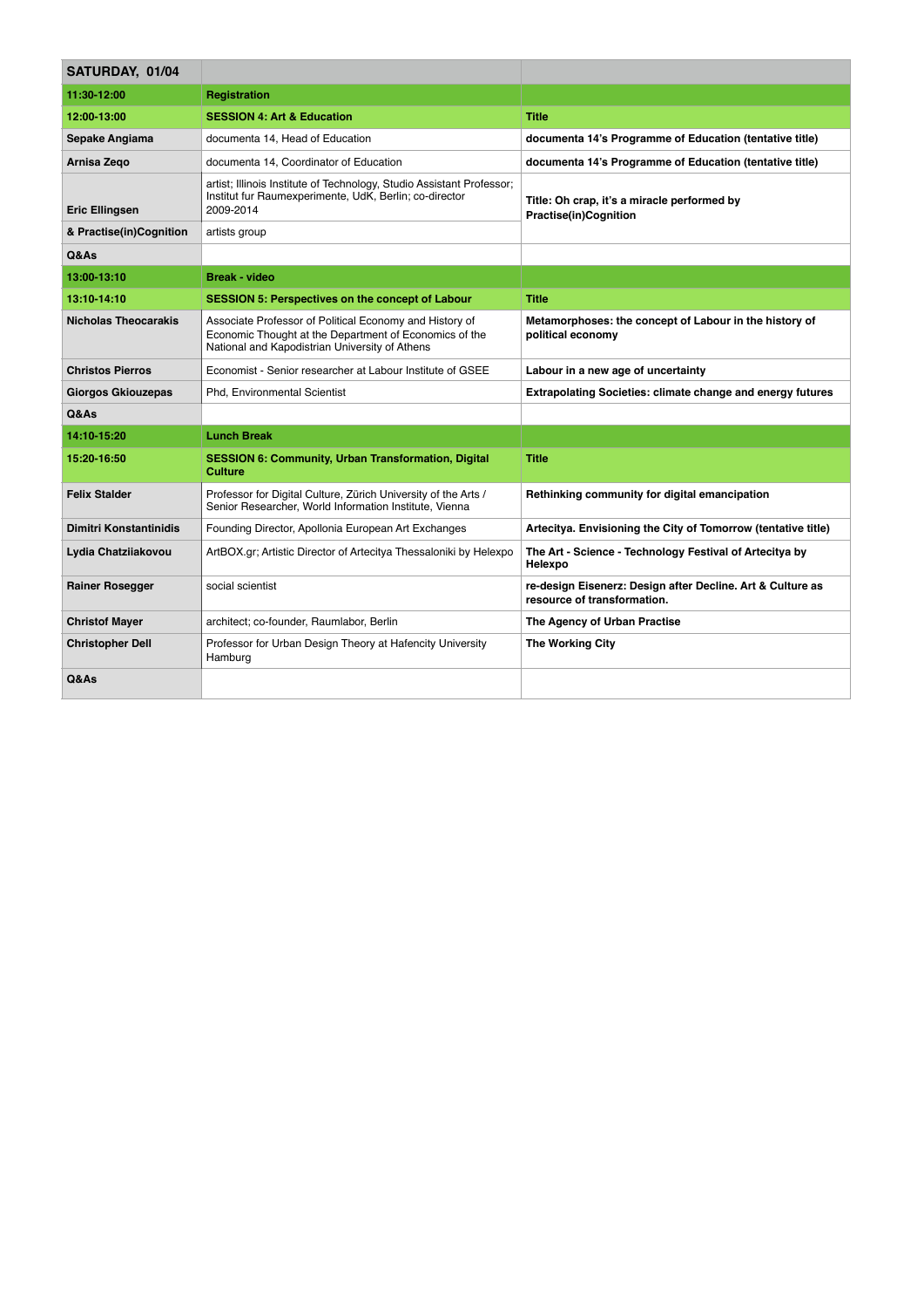| SATURDAY, 01/04 | | |
|---|---|---|
| 11:30-12:00 | **Registration** | |
| 12:00-13:00 | **SESSION 4: Art & Education** | **Title** |
| **Sepake Angiama** | documenta 14, Head of Education | **documenta 14's Programme of Education (tentative title)** |
| **Arnisa Zeqo** | documenta 14, Coordinator of Education | **documenta 14's Programme of Education (tentative title)** |
| **Eric Ellingsen** | artist; Illinois Institute of Technology, Studio Assistant Professor; Institut fur Raumexperimente, UdK, Berlin; co-director 2009-2014 | **Title: Oh crap, it's a miracle performed by Practise(in)Cognition** |
| **& Practise(in)Cognition** | artists group | |
| **Q&As** | | |
| 13:00-13:10 | **Break - video** | |
| 13:10-14:10 | **SESSION 5: Perspectives on the concept of Labour** | **Title** |
| **Nicholas Theocarakis** | Associate Professor of Political Economy and History of Economic Thought at the Department of Economics of the National and Kapodistrian University of Athens | **Metamorphoses: the concept of Labour in the history of political economy** |
| **Christos Pierros** | Economist - Senior researcher at Labour Institute of GSEE | **Labour in a new age of uncertainty** |
| **Giorgos Gkiouzepas** | Phd, Environmental Scientist | **Extrapolating Societies: climate change and energy futures** |
| **Q&As** | | |
| 14:10-15:20 | **Lunch Break** | |
| 15:20-16:50 | **SESSION 6: Community, Urban Transformation, Digital Culture** | **Title** |
| **Felix Stalder** | Professor for Digital Culture, Zürich University of the Arts / Senior Researcher, World Information Institute, Vienna | **Rethinking community for digital emancipation** |
| **Dimitri Konstantinidis** | Founding Director, Apollonia European Art Exchanges | **Artecitya. Envisioning the City of Tomorrow (tentative title)** |
| **Lydia Chatziiakovou** | ArtBOX.gr; Artistic Director of Artecitya Thessaloniki by Helexpo | **The Art - Science - Technology Festival of Artecitya by Helexpo** |
| **Rainer Rosegger** | social scientist | **re-design Eisenerz: Design after Decline. Art & Culture as resource of transformation.** |
| **Christof Mayer** | architect; co-founder, Raumlabor, Berlin | **The Agency of Urban Practise** |
| **Christopher Dell** | Professor for Urban Design Theory at Hafencity University Hamburg | **The Working City** |
| **Q&As** | | |